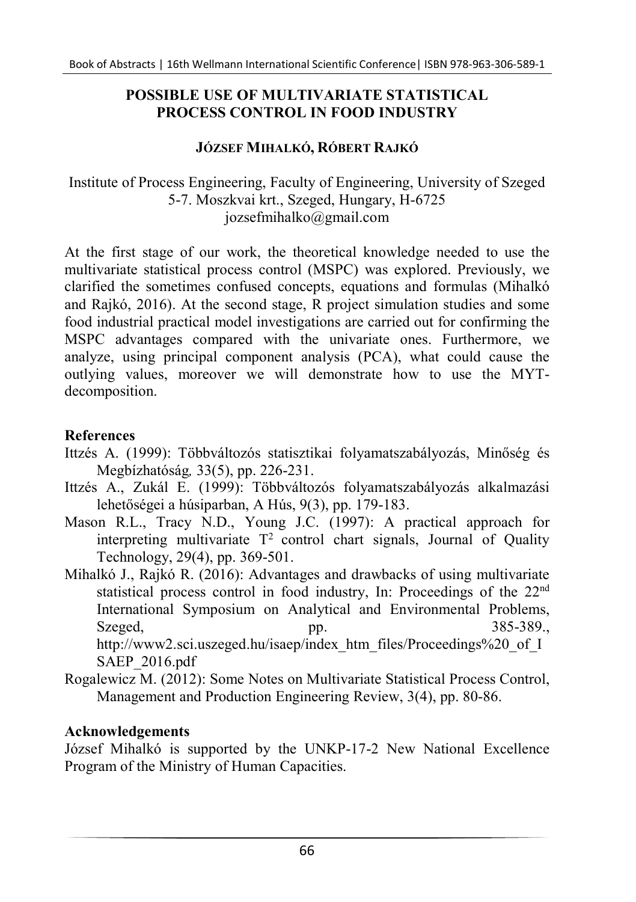# POSSIBLE USE OF MULTIVARIATE STATISTICAL PROCESS CONTROL IN FOOD INDUSTRY

**JÓZSEF MIHALKÓ, RÓBERT RAJKÓ**

Institute of Process Engineering, Faculty of Engineering, University of Szeged
5-7. Moszkvai krt., Szeged, Hungary, H-6725
jozsefmihalko@gmail.com

At the first stage of our work, the theoretical knowledge needed to use the multivariate statistical process control (MSPC) was explored. Previously, we clarified the sometimes confused concepts, equations and formulas (Mihalkó and Rajkó, 2016). At the second stage, R project simulation studies and some food industrial practical model investigations are carried out for confirming the MSPC advantages compared with the univariate ones. Furthermore, we analyze, using principal component analysis (PCA), what could cause the outlying values, moreover we will demonstrate how to use the MYT-decomposition.

## References

Ittzés A. (1999): Többváltozós statisztikai folyamatszabályozás, Minőség és Megbízhatóság*,* 33(5), pp. 226-231.

Ittzés A., Zukál E. (1999): Többváltozós folyamatszabályozás alkalmazási lehetőségei a húsiparban, A Hús, 9(3), pp. 179-183.

Mason R.L., Tracy N.D., Young J.C. (1997): A practical approach for interpreting multivariate $T^2$ control chart signals, Journal of Quality Technology, 29(4), pp. 369-501.

Mihalkó J., Rajkó R. (2016): Advantages and drawbacks of using multivariate statistical process control in food industry, In: Proceedings of the 22[nd] International Symposium on Analytical and Environmental Problems, Szeged, pp. 385-389., http://www2.sci.uszeged.hu/isaep/index_htm_files/Proceedings%20_of_ISAEP_2016.pdf

Rogalewicz M. (2012): Some Notes on Multivariate Statistical Process Control, Management and Production Engineering Review, 3(4), pp. 80-86.

## Acknowledgements

József Mihalkó is supported by the UNKP-17-2 New National Excellence Program of the Ministry of Human Capacities.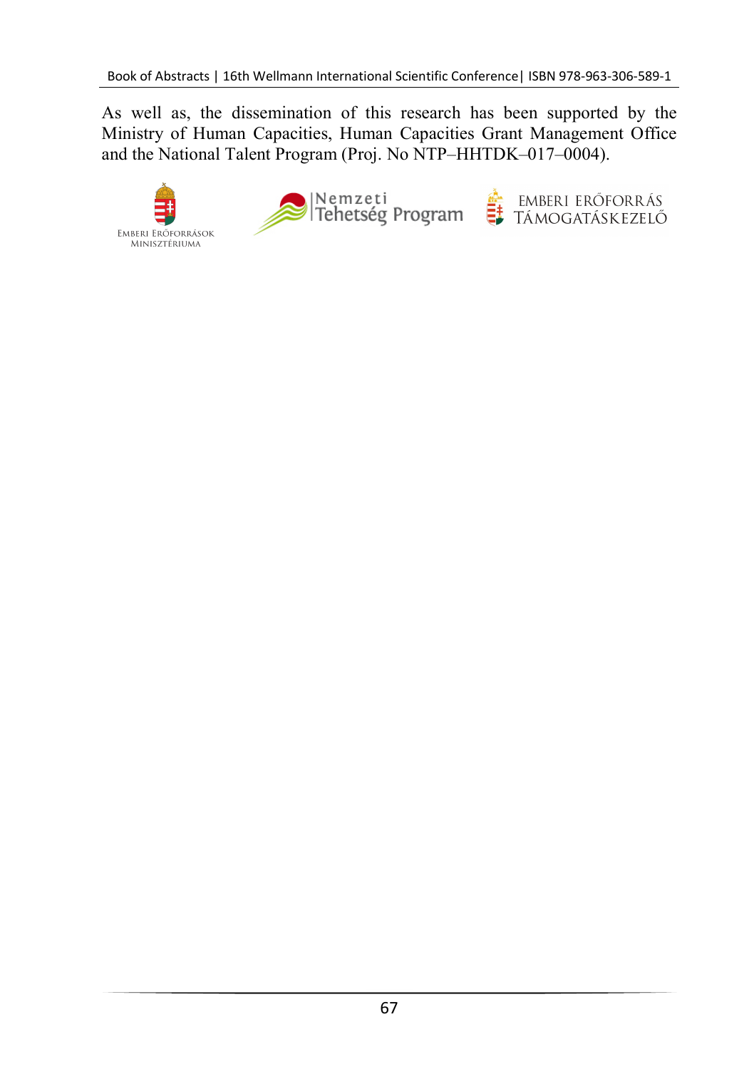As well as, the dissemination of this research has been supported by the Ministry of Human Capacities, Human Capacities Grant Management Office and the National Talent Program (Proj. No NTP–HHTDK–017–0004).

Emberi Erőforrások Minisztériuma

Nemzeti Tehetség Program

EMBERI ERŐFORRÁS TÁMOGATÁSKEZELŐ